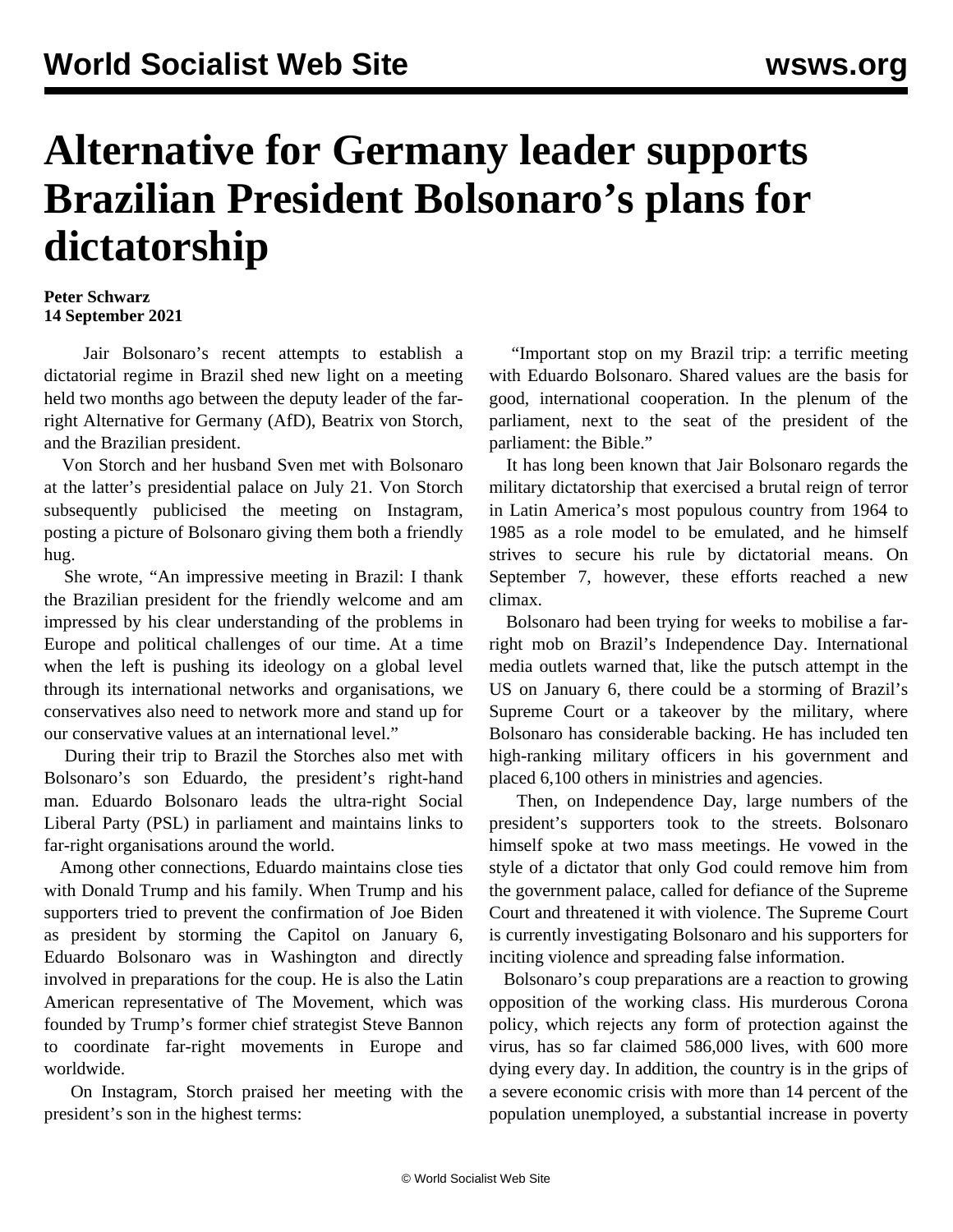# Alternative for Germany leader supports Brazilian President Bolsonaro's plans for dictatorship

**Peter Schwarz**
**14 September 2021**

Jair Bolsonaro's recent attempts to establish a dictatorial regime in Brazil shed new light on a meeting held two months ago between the deputy leader of the far-right Alternative for Germany (AfD), Beatrix von Storch, and the Brazilian president.

Von Storch and her husband Sven met with Bolsonaro at the latter's presidential palace on July 21. Von Storch subsequently publicised the meeting on Instagram, posting a picture of Bolsonaro giving them both a friendly hug.

She wrote, "An impressive meeting in Brazil: I thank the Brazilian president for the friendly welcome and am impressed by his clear understanding of the problems in Europe and political challenges of our time. At a time when the left is pushing its ideology on a global level through its international networks and organisations, we conservatives also need to network more and stand up for our conservative values at an international level."

During their trip to Brazil the Storches also met with Bolsonaro's son Eduardo, the president's right-hand man. Eduardo Bolsonaro leads the ultra-right Social Liberal Party (PSL) in parliament and maintains links to far-right organisations around the world.

Among other connections, Eduardo maintains close ties with Donald Trump and his family. When Trump and his supporters tried to prevent the confirmation of Joe Biden as president by storming the Capitol on January 6, Eduardo Bolsonaro was in Washington and directly involved in preparations for the coup. He is also the Latin American representative of The Movement, which was founded by Trump's former chief strategist Steve Bannon to coordinate far-right movements in Europe and worldwide.

On Instagram, Storch praised her meeting with the president's son in the highest terms:

"Important stop on my Brazil trip: a terrific meeting with Eduardo Bolsonaro. Shared values are the basis for good, international cooperation. In the plenum of the parliament, next to the seat of the president of the parliament: the Bible."

It has long been known that Jair Bolsonaro regards the military dictatorship that exercised a brutal reign of terror in Latin America's most populous country from 1964 to 1985 as a role model to be emulated, and he himself strives to secure his rule by dictatorial means. On September 7, however, these efforts reached a new climax.

Bolsonaro had been trying for weeks to mobilise a far-right mob on Brazil's Independence Day. International media outlets warned that, like the putsch attempt in the US on January 6, there could be a storming of Brazil's Supreme Court or a takeover by the military, where Bolsonaro has considerable backing. He has included ten high-ranking military officers in his government and placed 6,100 others in ministries and agencies.

Then, on Independence Day, large numbers of the president's supporters took to the streets. Bolsonaro himself spoke at two mass meetings. He vowed in the style of a dictator that only God could remove him from the government palace, called for defiance of the Supreme Court and threatened it with violence. The Supreme Court is currently investigating Bolsonaro and his supporters for inciting violence and spreading false information.

Bolsonaro's coup preparations are a reaction to growing opposition of the working class. His murderous Corona policy, which rejects any form of protection against the virus, has so far claimed 586,000 lives, with 600 more dying every day. In addition, the country is in the grips of a severe economic crisis with more than 14 percent of the population unemployed, a substantial increase in poverty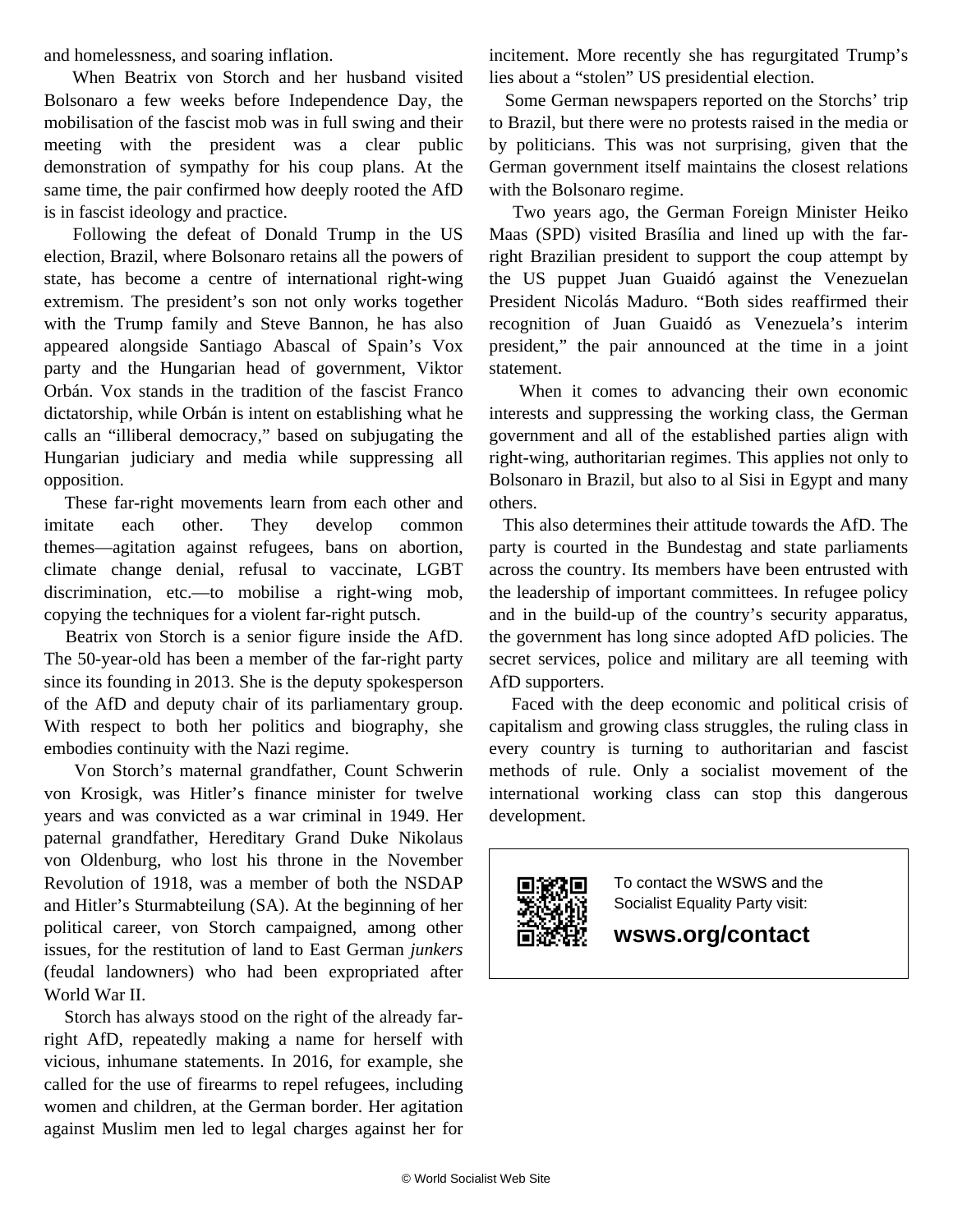and homelessness, and soaring inflation.

When Beatrix von Storch and her husband visited Bolsonaro a few weeks before Independence Day, the mobilisation of the fascist mob was in full swing and their meeting with the president was a clear public demonstration of sympathy for his coup plans. At the same time, the pair confirmed how deeply rooted the AfD is in fascist ideology and practice.

Following the defeat of Donald Trump in the US election, Brazil, where Bolsonaro retains all the powers of state, has become a centre of international right-wing extremism. The president's son not only works together with the Trump family and Steve Bannon, he has also appeared alongside Santiago Abascal of Spain's Vox party and the Hungarian head of government, Viktor Orbán. Vox stands in the tradition of the fascist Franco dictatorship, while Orbán is intent on establishing what he calls an "illiberal democracy," based on subjugating the Hungarian judiciary and media while suppressing all opposition.

These far-right movements learn from each other and imitate each other. They develop common themes—agitation against refugees, bans on abortion, climate change denial, refusal to vaccinate, LGBT discrimination, etc.—to mobilise a right-wing mob, copying the techniques for a violent far-right putsch.

Beatrix von Storch is a senior figure inside the AfD. The 50-year-old has been a member of the far-right party since its founding in 2013. She is the deputy spokesperson of the AfD and deputy chair of its parliamentary group. With respect to both her politics and biography, she embodies continuity with the Nazi regime.

Von Storch's maternal grandfather, Count Schwerin von Krosigk, was Hitler's finance minister for twelve years and was convicted as a war criminal in 1949. Her paternal grandfather, Hereditary Grand Duke Nikolaus von Oldenburg, who lost his throne in the November Revolution of 1918, was a member of both the NSDAP and Hitler's Sturmabteilung (SA). At the beginning of her political career, von Storch campaigned, among other issues, for the restitution of land to East German *junkers* (feudal landowners) who had been expropriated after World War II.

Storch has always stood on the right of the already far-right AfD, repeatedly making a name for herself with vicious, inhumane statements. In 2016, for example, she called for the use of firearms to repel refugees, including women and children, at the German border. Her agitation against Muslim men led to legal charges against her for incitement. More recently she has regurgitated Trump's lies about a "stolen" US presidential election.

Some German newspapers reported on the Storchs' trip to Brazil, but there were no protests raised in the media or by politicians. This was not surprising, given that the German government itself maintains the closest relations with the Bolsonaro regime.

Two years ago, the German Foreign Minister Heiko Maas (SPD) visited Brasília and lined up with the far-right Brazilian president to support the coup attempt by the US puppet Juan Guaidó against the Venezuelan President Nicolás Maduro. "Both sides reaffirmed their recognition of Juan Guaidó as Venezuela's interim president," the pair announced at the time in a joint statement.

When it comes to advancing their own economic interests and suppressing the working class, the German government and all of the established parties align with right-wing, authoritarian regimes. This applies not only to Bolsonaro in Brazil, but also to al Sisi in Egypt and many others.

This also determines their attitude towards the AfD. The party is courted in the Bundestag and state parliaments across the country. Its members have been entrusted with the leadership of important committees. In refugee policy and in the build-up of the country's security apparatus, the government has long since adopted AfD policies. The secret services, police and military are all teeming with AfD supporters.

Faced with the deep economic and political crisis of capitalism and growing class struggles, the ruling class in every country is turning to authoritarian and fascist methods of rule. Only a socialist movement of the international working class can stop this dangerous development.

To contact the WSWS and the Socialist Equality Party visit:

**wsws.org/contact**